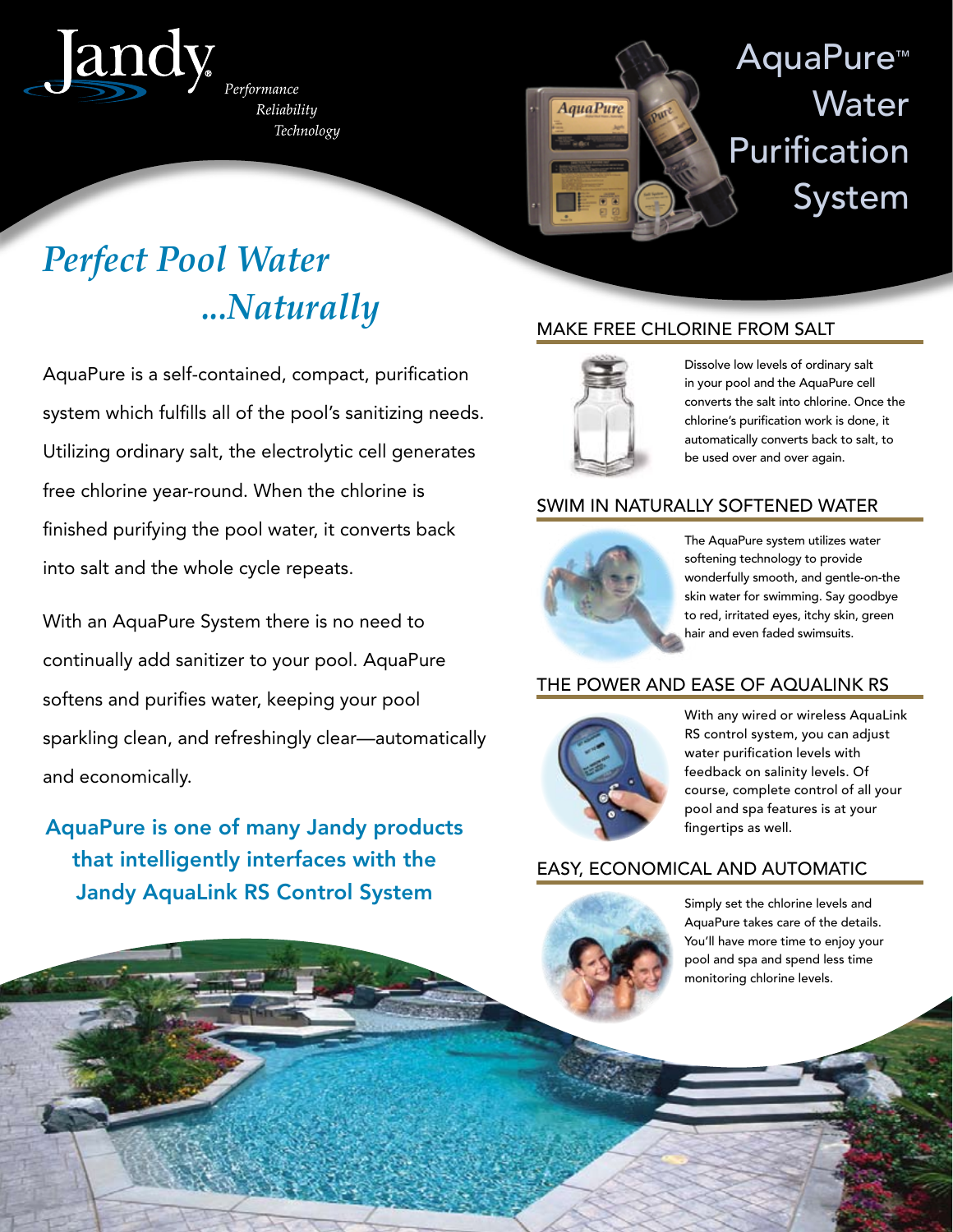Jandy®

*Performance*
*Reliability*
*Technology*

# AquaPure™ Water Purification System

## *Perfect Pool Water ...Naturally*

AquaPure is a self-contained, compact, purification system which fulfills all of the pool's sanitizing needs. Utilizing ordinary salt, the electrolytic cell generates free chlorine year-round. When the chlorine is finished purifying the pool water, it converts back into salt and the whole cycle repeats.

With an AquaPure System there is no need to continually add sanitizer to your pool. AquaPure softens and purifies water, keeping your pool sparkling clean, and refreshingly clear—automatically and economically.

**AquaPure is one of many Jandy products that intelligently interfaces with the Jandy AquaLink RS Control System**

### MAKE FREE CHLORINE FROM SALT

Dissolve low levels of ordinary salt in your pool and the AquaPure cell converts the salt into chlorine. Once the chlorine's purification work is done, it automatically converts back to salt, to be used over and over again.

### SWIM IN NATURALLY SOFTENED WATER

The AquaPure system utilizes water softening technology to provide wonderfully smooth, and gentle-on-the skin water for swimming. Say goodbye to red, irritated eyes, itchy skin, green hair and even faded swimsuits.

### THE POWER AND EASE OF AQUALINK RS

With any wired or wireless AquaLink RS control system, you can adjust water purification levels with feedback on salinity levels. Of course, complete control of all your pool and spa features is at your fingertips as well.

### EASY, ECONOMICAL AND AUTOMATIC

Simply set the chlorine levels and AquaPure takes care of the details. You'll have more time to enjoy your pool and spa and spend less time monitoring chlorine levels.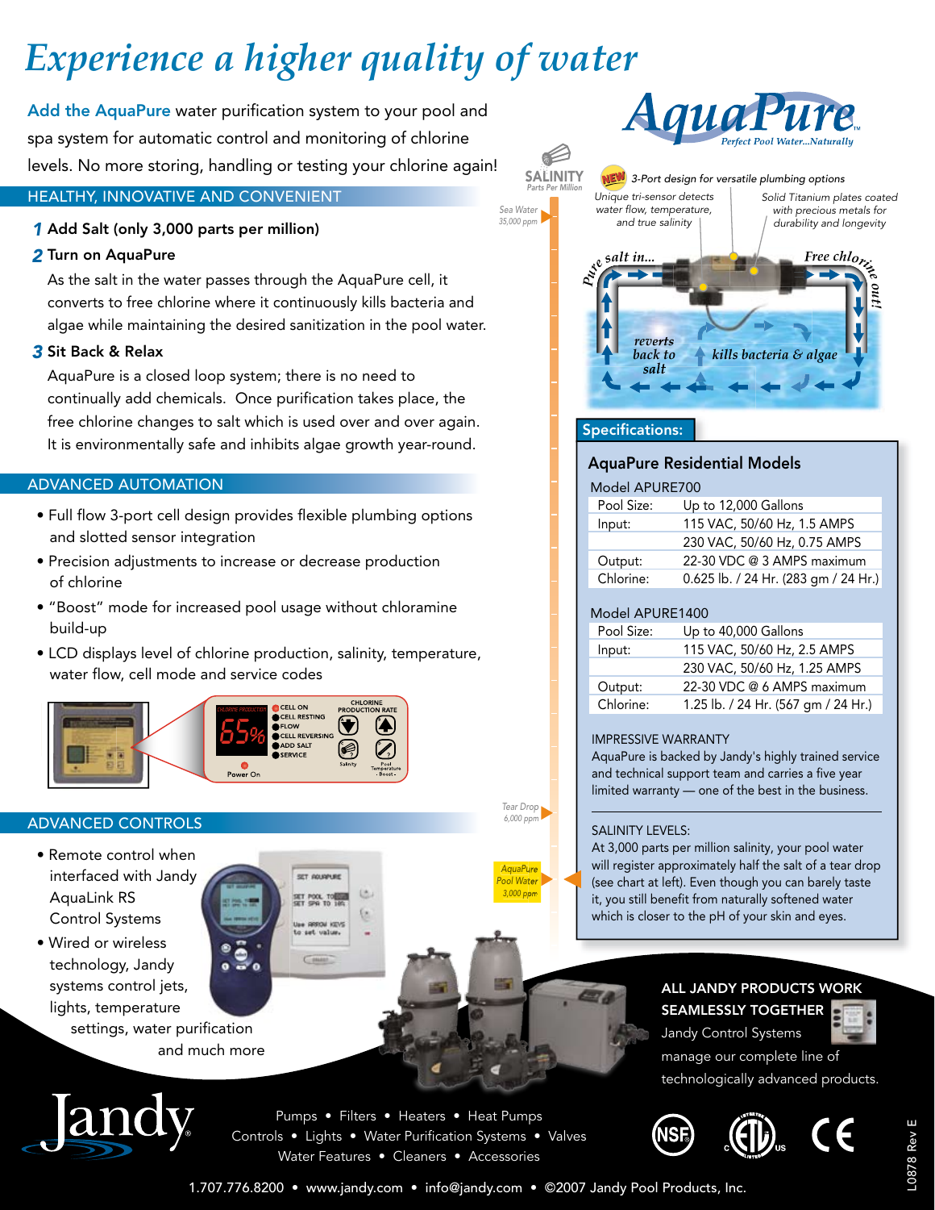# Experience a higher quality of water

Add the AquaPure water purification system to your pool and spa system for automatic control and monitoring of chlorine levels. No more storing, handling or testing your chlorine again!

## HEALTHY, INNOVATIVE AND CONVENIENT

**1 Add Salt (only 3,000 parts per million)**

**2 Turn on AquaPure**

As the salt in the water passes through the AquaPure cell, it converts to free chlorine where it continuously kills bacteria and algae while maintaining the desired sanitization in the pool water.

**3 Sit Back & Relax**

AquaPure is a closed loop system; there is no need to continually add chemicals. Once purification takes place, the free chlorine changes to salt which is used over and over again. It is environmentally safe and inhibits algae growth year-round.

## ADVANCED AUTOMATION

- Full flow 3-port cell design provides flexible plumbing options and slotted sensor integration
- Precision adjustments to increase or decrease production of chlorine
- "Boost" mode for increased pool usage without chloramine build-up
- LCD displays level of chlorine production, salinity, temperature, water flow, cell mode and service codes

CHLORINE PRODUCTION 65% • CELL ON • CELL RESTING • FLOW • CELL REVERSING • ADD SALT • SERVICE • CHLORINE PRODUCTION RATE • Salinity • Pool Temperature - Boost - • Power On

## ADVANCED CONTROLS

- Remote control when interfaced with Jandy AquaLink RS Control Systems
- Wired or wireless technology, Jandy systems control jets, lights, temperature settings, water purification and much more

SALINITY Parts Per Million

Sea Water 35,000 ppm

Tear Drop 6,000 ppm

AquaPure Pool Water 3,000 ppm

**AquaPure**

*Perfect Pool Water...Naturally*

*NEW 3-Port design for versatile plumbing options*

*Unique tri-sensor detects water flow, temperature, and true salinity*

*Solid Titanium plates coated with precious metals for durability and longevity*

*Pure salt in... Free chlorine out! reverts back to salt kills bacteria & algae*

## Specifications:

### AquaPure Residential Models

Model APURE700

| | |
|---|---|
| Pool Size: | Up to 12,000 Gallons |
| Input: | 115 VAC, 50/60 Hz, 1.5 AMPS |
| | 230 VAC, 50/60 Hz, 0.75 AMPS |
| Output: | 22-30 VDC @ 3 AMPS maximum |
| Chlorine: | 0.625 lb. / 24 Hr. (283 gm / 24 Hr.) |

Model APURE1400

| | |
|---|---|
| Pool Size: | Up to 40,000 Gallons |
| Input: | 115 VAC, 50/60 Hz, 2.5 AMPS |
| | 230 VAC, 50/60 Hz, 1.25 AMPS |
| Output: | 22-30 VDC @ 6 AMPS maximum |
| Chlorine: | 1.25 lb. / 24 Hr. (567 gm / 24 Hr.) |

IMPRESSIVE WARRANTY

AquaPure is backed by Jandy's highly trained service and technical support team and carries a five year limited warranty — one of the best in the business.

SALINITY LEVELS:

At 3,000 parts per million salinity, your pool water will register approximately half the salt of a tear drop (see chart at left). Even though you can barely taste it, you still benefit from naturally softened water which is closer to the pH of your skin and eyes.

**ALL JANDY PRODUCTS WORK SEAMLESSLY TOGETHER**

Jandy Control Systems manage our complete line of technologically advanced products.

Jandy

Pumps • Filters • Heaters • Heat Pumps
Controls • Lights • Water Purification Systems • Valves
Water Features • Cleaners • Accessories

1.707.776.8200 • www.jandy.com • info@jandy.com • ©2007 Jandy Pool Products, Inc.

L0878 Rev E